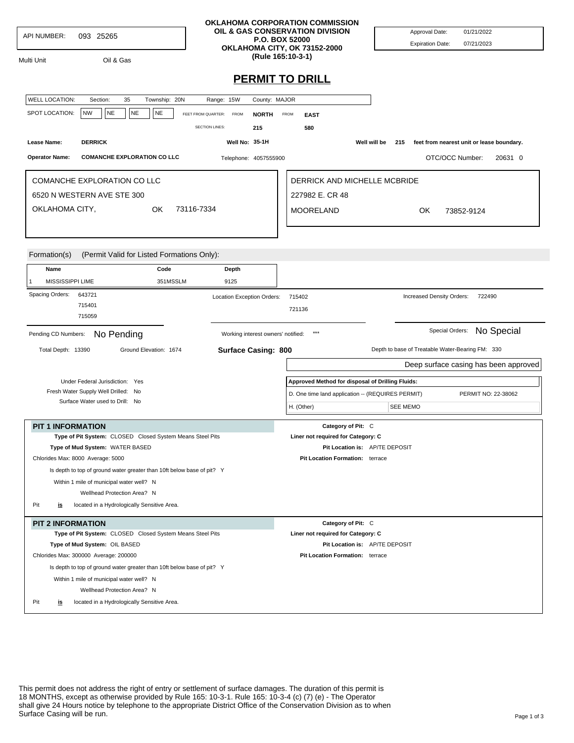API NUMBER: 093 25265

Multi Unit Oil & Gas

**OKLAHOMA CORPORATION COMMISSION**
**OIL & GAS CONSERVATION DIVISION**
**P.O. BOX 52000**
**OKLAHOMA CITY, OK 73152-2000**
**(Rule 165:10-3-1)**

Approval Date: 01/21/2022
Expiration Date: 07/21/2023

# PERMIT TO DRILL

WELL LOCATION: Section: 35 Township: 20N Range: 15W County: MAJOR

SPOT LOCATION: NW NE NE NE FEET FROM QUARTER: FROM **NORTH** FROM **EAST**
SECTION LINES: 215 580

**Lease Name:** **DERRICK** **Well No: 35-1H** Well will be 215 feet from nearest unit or lease boundary.

**Operator Name:** **COMANCHE EXPLORATION CO LLC** Telephone: 4057555900 OTC/OCC Number: 20631 0

COMANCHE EXPLORATION CO LLC
6520 N WESTERN AVE STE 300
OKLAHOMA CITY, OK 73116-7334

DERRICK AND MICHELLE MCBRIDE
227982 E. CR 48
MOORELAND OK 73852-9124

Formation(s) (Permit Valid for Listed Formations Only):

| | Name | Code | Depth |
|---|---|---|---|
| 1 | MISSISSIPPI LIME | 351MSSLM | 9125 |

Spacing Orders: 643721, 715401, 715059

Location Exception Orders: 715402, 721136

Increased Density Orders: 722490

Pending CD Numbers: No Pending

Working interest owners' notified: ***

Special Orders: No Special

Total Depth: 13390 Ground Elevation: 1674 **Surface Casing: 800**

Depth to base of Treatable Water-Bearing FM: 330

Deep surface casing has been approved

Under Federal Jurisdiction: Yes
Fresh Water Supply Well Drilled: No
Surface Water used to Drill: No

**Approved Method for disposal of Drilling Fluids:**
D. One time land application -- (REQUIRES PERMIT) PERMIT NO: 22-38062
H. (Other) SEE MEMO

## PIT 1 INFORMATION

**Type of Pit System:** CLOSED Closed System Means Steel Pits
**Type of Mud System:** WATER BASED
Chlorides Max: 8000 Average: 5000
Is depth to top of ground water greater than 10ft below base of pit? Y
Within 1 mile of municipal water well? N
Wellhead Protection Area? N
Pit **is** located in a Hydrologically Sensitive Area.

**Category of Pit:** C
**Liner not required for Category: C**
**Pit Location is:** AP/TE DEPOSIT
**Pit Location Formation:** terrace

## PIT 2 INFORMATION

**Type of Pit System:** CLOSED Closed System Means Steel Pits
**Type of Mud System:** OIL BASED
Chlorides Max: 300000 Average: 200000
Is depth to top of ground water greater than 10ft below base of pit? Y
Within 1 mile of municipal water well? N
Wellhead Protection Area? N
Pit **is** located in a Hydrologically Sensitive Area.

**Category of Pit:** C
**Liner not required for Category: C**
**Pit Location is:** AP/TE DEPOSIT
**Pit Location Formation:** terrace

This permit does not address the right of entry or settlement of surface damages. The duration of this permit is 18 MONTHS, except as otherwise provided by Rule 165: 10-3-1. Rule 165: 10-3-4 (c) (7) (e) - The Operator shall give 24 Hours notice by telephone to the appropriate District Office of the Conservation Division as to when Surface Casing will be run.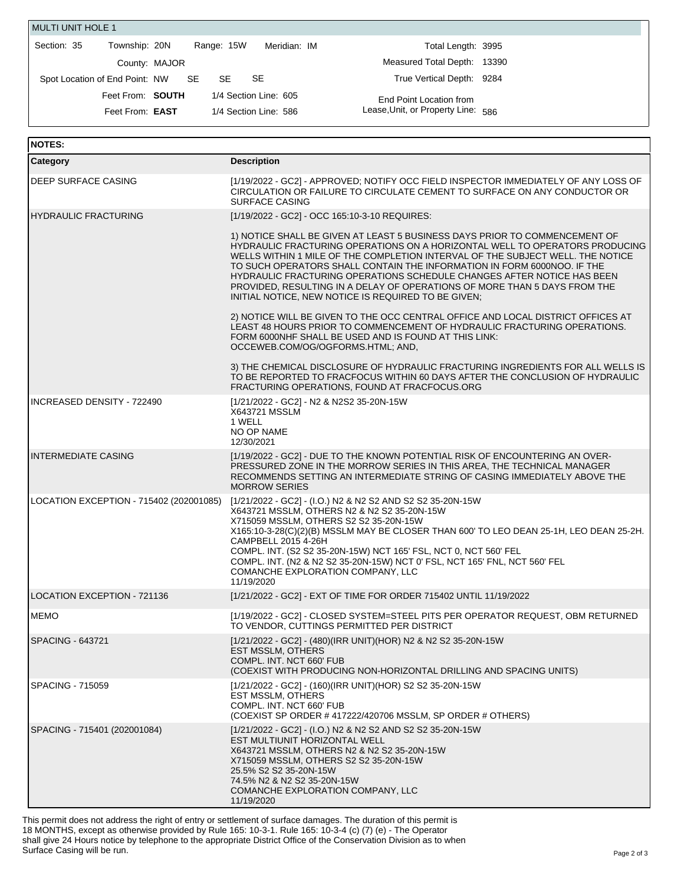## MULTI UNIT HOLE 1

Section: 35 Township: 20N Range: 15W Meridian: IM

County: MAJOR

Spot Location of End Point: NW SE SE SE

Feet From: **SOUTH** 1/4 Section Line: 605

Feet From: **EAST** 1/4 Section Line: 586

Total Length: 3995

Measured Total Depth: 13390

True Vertical Depth: 9284

End Point Location from Lease,Unit, or Property Line: 586

| NOTES: | |
|---|---|
| **Category** | **Description** |
| DEEP SURFACE CASING | [1/19/2022 - GC2] - APPROVED; NOTIFY OCC FIELD INSPECTOR IMMEDIATELY OF ANY LOSS OF CIRCULATION OR FAILURE TO CIRCULATE CEMENT TO SURFACE ON ANY CONDUCTOR OR SURFACE CASING |
| HYDRAULIC FRACTURING | [1/19/2022 - GC2] - OCC 165:10-3-10 REQUIRES:<br><br>1) NOTICE SHALL BE GIVEN AT LEAST 5 BUSINESS DAYS PRIOR TO COMMENCEMENT OF HYDRAULIC FRACTURING OPERATIONS ON A HORIZONTAL WELL TO OPERATORS PRODUCING WELLS WITHIN 1 MILE OF THE COMPLETION INTERVAL OF THE SUBJECT WELL. THE NOTICE TO SUCH OPERATORS SHALL CONTAIN THE INFORMATION IN FORM 6000NOO. IF THE HYDRAULIC FRACTURING OPERATIONS SCHEDULE CHANGES AFTER NOTICE HAS BEEN PROVIDED, RESULTING IN A DELAY OF OPERATIONS OF MORE THAN 5 DAYS FROM THE INITIAL NOTICE, NEW NOTICE IS REQUIRED TO BE GIVEN;<br><br>2) NOTICE WILL BE GIVEN TO THE OCC CENTRAL OFFICE AND LOCAL DISTRICT OFFICES AT LEAST 48 HOURS PRIOR TO COMMENCEMENT OF HYDRAULIC FRACTURING OPERATIONS. FORM 6000NHF SHALL BE USED AND IS FOUND AT THIS LINK: OCCEWEB.COM/OG/OGFORMS.HTML; AND,<br><br>3) THE CHEMICAL DISCLOSURE OF HYDRAULIC FRACTURING INGREDIENTS FOR ALL WELLS IS TO BE REPORTED TO FRACFOCUS WITHIN 60 DAYS AFTER THE CONCLUSION OF HYDRAULIC FRACTURING OPERATIONS, FOUND AT FRACFOCUS.ORG |
| INCREASED DENSITY - 722490 | [1/21/2022 - GC2] - N2 & N2S2 35-20N-15W<br>X643721 MSSLM<br>1 WELL<br>NO OP NAME<br>12/30/2021 |
| INTERMEDIATE CASING | [1/19/2022 - GC2] - DUE TO THE KNOWN POTENTIAL RISK OF ENCOUNTERING AN OVER-PRESSURED ZONE IN THE MORROW SERIES IN THIS AREA, THE TECHNICAL MANAGER RECOMMENDS SETTING AN INTERMEDIATE STRING OF CASING IMMEDIATELY ABOVE THE MORROW SERIES |
| LOCATION EXCEPTION - 715402 (202001085) | [1/21/2022 - GC2] - (I.O.) N2 & N2 S2 AND S2 S2 35-20N-15W<br>X643721 MSSLM, OTHERS N2 & N2 S2 35-20N-15W<br>X715059 MSSLM, OTHERS S2 S2 35-20N-15W<br>X165:10-3-28(C)(2)(B) MSSLM MAY BE CLOSER THAN 600' TO LEO DEAN 25-1H, LEO DEAN 25-2H. CAMPBELL 2015 4-26H<br>COMPL. INT. (S2 S2 35-20N-15W) NCT 165' FSL, NCT 0, NCT 560' FEL<br>COMPL. INT. (N2 & N2 S2 35-20N-15W) NCT 0' FSL, NCT 165' FNL, NCT 560' FEL<br>COMANCHE EXPLORATION COMPANY, LLC<br>11/19/2020 |
| LOCATION EXCEPTION - 721136 | [1/21/2022 - GC2] - EXT OF TIME FOR ORDER 715402 UNTIL 11/19/2022 |
| MEMO | [1/19/2022 - GC2] - CLOSED SYSTEM=STEEL PITS PER OPERATOR REQUEST, OBM RETURNED TO VENDOR, CUTTINGS PERMITTED PER DISTRICT |
| SPACING - 643721 | [1/21/2022 - GC2] - (480)(IRR UNIT)(HOR) N2 & N2 S2 35-20N-15W<br>EST MSSLM, OTHERS<br>COMPL. INT. NCT 660' FUB<br>(COEXIST WITH PRODUCING NON-HORIZONTAL DRILLING AND SPACING UNITS) |
| SPACING - 715059 | [1/21/2022 - GC2] - (160)(IRR UNIT)(HOR) S2 S2 35-20N-15W<br>EST MSSLM, OTHERS<br>COMPL. INT. NCT 660' FUB<br>(COEXIST SP ORDER # 417222/420706 MSSLM, SP ORDER # OTHERS) |
| SPACING - 715401 (202001084) | [1/21/2022 - GC2] - (I.O.) N2 & N2 S2 AND S2 S2 35-20N-15W<br>EST MULTIUNIT HORIZONTAL WELL<br>X643721 MSSLM, OTHERS N2 & N2 S2 35-20N-15W<br>X715059 MSSLM, OTHERS S2 S2 35-20N-15W<br>25.5% S2 S2 35-20N-15W<br>74.5% N2 & N2 S2 35-20N-15W<br>COMANCHE EXPLORATION COMPANY, LLC<br>11/19/2020 |

This permit does not address the right of entry or settlement of surface damages. The duration of this permit is 18 MONTHS, except as otherwise provided by Rule 165: 10-3-1. Rule 165: 10-3-4 (c) (7) (e) - The Operator shall give 24 Hours notice by telephone to the appropriate District Office of the Conservation Division as to when Surface Casing will be run.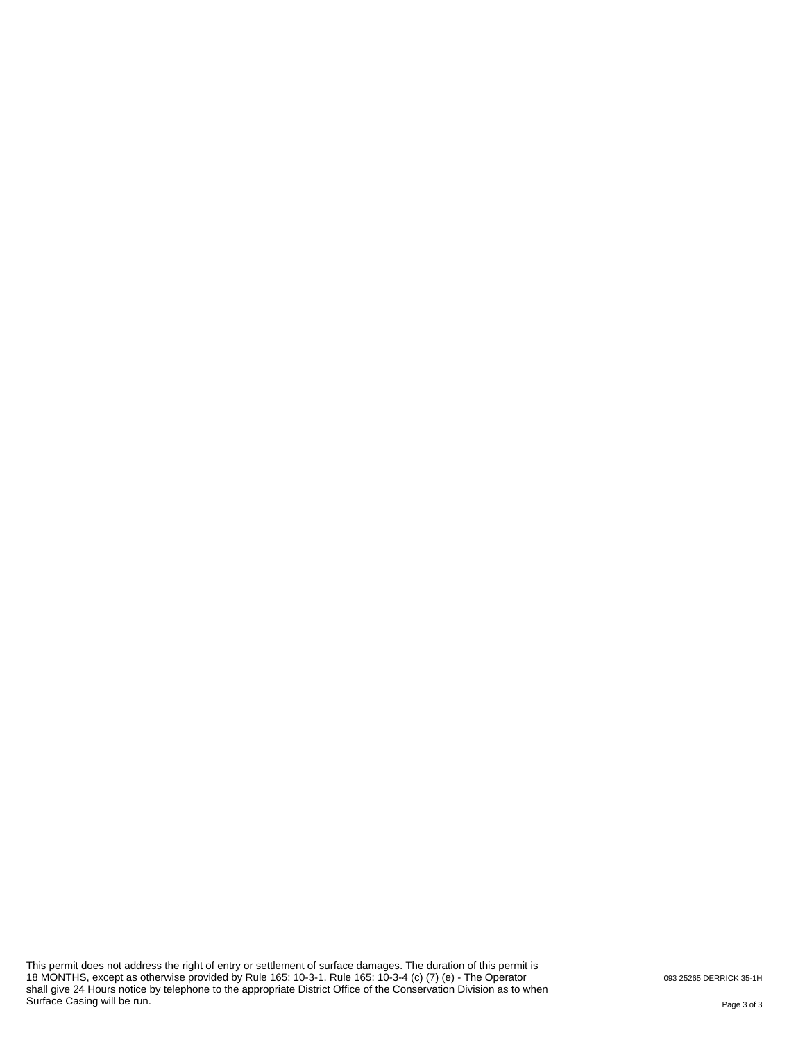This permit does not address the right of entry or settlement of surface damages. The duration of this permit is 18 MONTHS, except as otherwise provided by Rule 165: 10-3-1. Rule 165: 10-3-4 (c) (7) (e) - The Operator shall give 24 Hours notice by telephone to the appropriate District Office of the Conservation Division as to when Surface Casing will be run.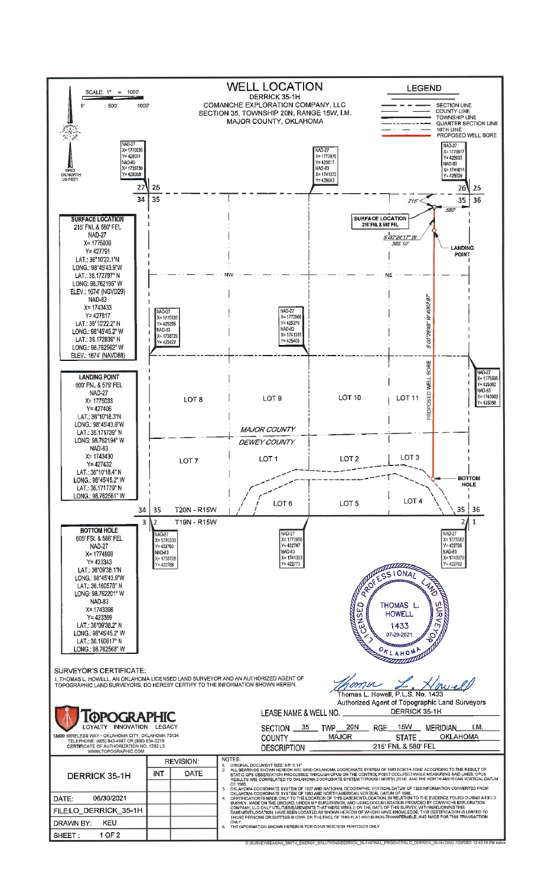# WELL LOCATION

DERRICK 35-1H
COMANCHE EXPLORATION COMPANY, LLC
SECTION 35, TOWNSHIP 20N, RANGE 15W, I.M.
MAJOR COUNTY, OKLAHOMA

SCALE: 1" = 1000'

0' 500' 1000'

GRID OK NORTH US FEET

## LEGEND

- SECTION LINE
- COUNTY LINE
- TOWNSHIP LINE
- QUARTER SECTION LINE
- 16TH LINE
- PROPOSED WELL BORE

NAD-27 X= 1770333 Y= 428031 NAD-83 X= 1738730 Y= 428058

NAD-27 X= 1772976 Y= 428017 NAD-83 X= 1741372 Y= 428043

NAD-27 X= 1775617 Y= 428003 NAD-83 X= 1744014 Y= 428029

NAD-27 X= 1770332 Y= 425395 NAD-83 X= 1738729 Y= 425422

NAD-27 X= 1772966 Y= 425379 NAD-83 X= 1741363 Y= 425405

NAD-27 X= 1775595 Y= 425362 NAD-83 X= 1743992 Y= 425388

NAD-27 X= 1770330 Y= 422760 NAD-83 X= 1738728 Y= 422786

NAD-27 X= 1772956 Y= 422747 NAD-83 X= 1741353 Y= 422773

NAD-27 X= 1775582 Y= 422736 NAD-83 X= 1743979 Y= 422762

27 26 34 35 26 25 35 36 34 35 35 36 3 2 2 1

T20N - R15W
T19N - R15W

NW NE

215' 580'

SURFACE LOCATION 215' FNL & 580' FEL

S 00°24'17" W 385.10'

LANDING POINT

S 00°28'46" W 4062.97'

PROPOSED WELL BORE

BOTTOM HOLE

LOT 8 LOT 9 LOT 10 LOT 11

MAJOR COUNTY
DEWEY COUNTY

LOT 7 LOT 1 LOT 2 LOT 3

LOT 6 LOT 5 LOT 4

**SURFACE LOCATION**
215' FNL & 580' FEL
NAD-27
X= 1775036
Y= 427791
LAT.: 36°10'22.1"N
LONG.: 98°45'43.9"W
LAT.: 36.172797° N
LONG: 98.762195° W
ELEV.: 1674' (NGVD29)
NAD-83
X= 1743433
Y= 427817
LAT.: 36°10'22.2" N
LONG.: 98°45'45.2" W
LAT.: 36.172836° N
LONG.: 98.762562° W
ELEV.: 1674' (NAVD88)

**LANDING POINT**
600' FNL & 579' FEL
NAD-27
X= 1775033
Y= 427406
LAT.: 36°10'18.3"N
LONG.: 98°45'43.9"W
LAT.: 36.171739° N
LONG: 98.762194° W
NAD-83
X= 1743430
Y= 427432
LAT.: 36°10'18.4" N
LONG.: 98°45'45.2" W
LAT.: 36.171779° N
LONG.: 98.762561° W

**BOTTOM HOLE**
605' FSL & 586' FEL
NAD-27
X= 1774999
Y= 423343
LAT.: 36°09'38.1"N
LONG.: 98°45'43.9"W
LAT.: 36.160578° N
LONG: 98.762201° W
NAD-83
X= 1743396
Y= 423369
LAT.: 36°09'38.2" N
LONG.: 98°45'45.2" W
LAT.: 36.160617° N
LONG.: 98.762568° W

PROFESSIONAL LAND SURVEYOR
THOMAS L. HOWELL
1433
07-29-2021
LICENSED
OKLAHOMA

SURVEYOR'S CERTIFICATE:
I, THOMAS L. HOWELL, AN OKLAHOMA LICENSED LAND SURVEYOR AND AN AUTHORIZED AGENT OF TOPOGRAPHIC LAND SURVEYORS, DO HEREBY CERTIFY TO THE INFORMATION SHOWN HEREIN.

Thomas L. Howell, P.L.S. No. 1433
Authorized Agent of Topographic Land Surveyors

TOPOGRAPHIC
LOYALTY INNOVATION LEGACY
13800 WIRELESS WAY • OKLAHOMA CITY, OKLAHOMA 73134
TELEPHONE: (405) 843-4847 OR (800) 654-3219
CERTIFICATE OF AUTHORIZATION NO. 1292 LS
WWW.TOPOGRAPHIC.COM

| | |
|---|---|
| LEASE NAME & WELL NO. | DERRICK 35-1H |
| SECTION | 35 |
| TWP | 20N |
| RGE | 15W |
| MERIDIAN | I.M. |
| COUNTY | MAJOR |
| STATE | OKLAHOMA |
| DESCRIPTION | 215' FNL & 580' FEL |

| DERRICK 35-1H | REVISION: | |
|---|---|---|
| | INT | DATE |
| DATE: 06/30/2021 | | |
| FILE:LO_DERRICK_35-1H | | |
| DRAWN BY: KEU | | |
| SHEET: 1 OF 2 | | |

NOTES:
1. ORIGINAL DOCUMENT SIZE: 8.5" X 14"
2. ALL BEARINGS SHOWN HEREON ARE GRID OKLAHOMA COORDINATE SYSTEM OF 1983 NORTH ZONE ACCORDING TO THE RESULT OF STATIC GPS OBSERVATION PROCESSED THROUGH OPUS ON THE CONTROL POINT OCCUPIED WHILE MEASURING SAID LINES. OPUS RESULTS ARE CORRELATED TO OKLAHOMA COORDINATE SYSTEM THROUGH NORTH ZONE AND THE NORTH AMERICAN VERTICAL DATUM OF 1988.
3. OKLAHOMA COORDINATE SYSTEM OF 1927 AND NATIONAL GEODGRAPHIC VERTICAL DATUM OF 1929 INFORMATION CONVERTED FROM OKLAHOMA COORDINATE SYSTEM OF 1983 AND NORTH AMERICAN VERTICAL DATUM OF 1988.
4. CERTIFICATION IS MADE ONLY TO THE LOCATION OF THIS EASEMENT/LOCATION, IN RELATION TO THE EVIDENCE FOUND DURING A FIELD SURVEY, MADE ON THE GROUND, UNDER MY SUPERVISION, AND USING DOCUMENTATION PROVIDED BY COMANCHE EXPLORATION COMPANY, LLC ONLY UTILITIES/EASEMENTS THAT WERE VISIBLE ON THE DATE OF THIS SURVEY, WITHIN/ADJOINING THIS EASEMENT/LOCATION, HAVE BEEN LOCATED AS SHOWN HEREON OF WHICH I HAVE KNOWLEDGE. THIS CERTIFICATION IS LIMITED TO THOSE PERSONS OR ENTITIES SHOWN ON THE FACE OF THIS PLAT AND IS NON-TRANSFERABLE, AND MADE FOR THIS TRANSACTION ONLY.
5. THE INFORMATION SHOWN HEREIN IS FOR CONSTRUCTION PURPOSES ONLY

O:\SURVEY\REAGAN_SMITH_ENERGY_SOLUTIONS\DERRICK_35-1H\FINAL_PRODUCTS\LO_DERRICK_35-1H.DWG 7/29/2021 12:40:16 PM selve